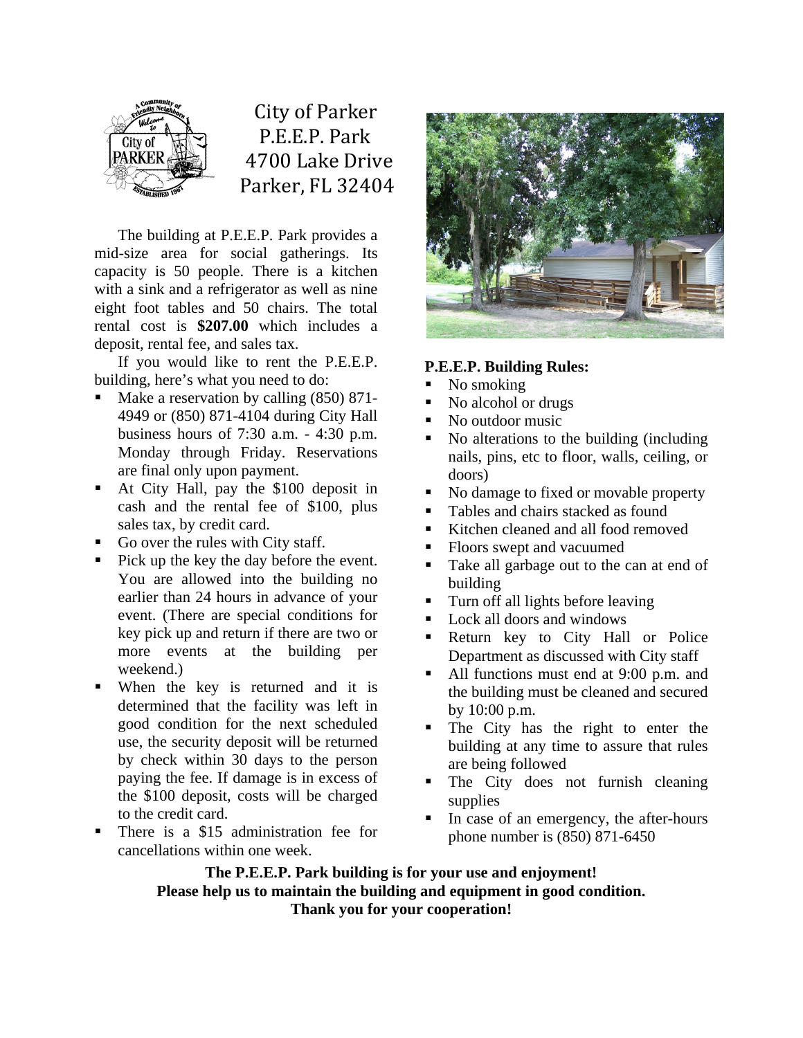# City of Parker
## P.E.E.P. Park
## 4700 Lake Drive
## Parker, FL 32404

The building at P.E.E.P. Park provides a mid-size area for social gatherings. Its capacity is 50 people. There is a kitchen with a sink and a refrigerator as well as nine eight foot tables and 50 chairs. The total rental cost is **$207.00** which includes a deposit, rental fee, and sales tax.

If you would like to rent the P.E.E.P. building, here's what you need to do:

- Make a reservation by calling (850) 871-4949 or (850) 871-4104 during City Hall business hours of 7:30 a.m. - 4:30 p.m. Monday through Friday. Reservations are final only upon payment.
- At City Hall, pay the $100 deposit in cash and the rental fee of $100, plus sales tax, by credit card.
- Go over the rules with City staff.
- Pick up the key the day before the event. You are allowed into the building no earlier than 24 hours in advance of your event. (There are special conditions for key pick up and return if there are two or more events at the building per weekend.)
- When the key is returned and it is determined that the facility was left in good condition for the next scheduled use, the security deposit will be returned by check within 30 days to the person paying the fee. If damage is in excess of the $100 deposit, costs will be charged to the credit card.
- There is a $15 administration fee for cancellations within one week.

**P.E.E.P. Building Rules:**

- No smoking
- No alcohol or drugs
- No outdoor music
- No alterations to the building (including nails, pins, etc to floor, walls, ceiling, or doors)
- No damage to fixed or movable property
- Tables and chairs stacked as found
- Kitchen cleaned and all food removed
- Floors swept and vacuumed
- Take all garbage out to the can at end of building
- Turn off all lights before leaving
- Lock all doors and windows
- Return key to City Hall or Police Department as discussed with City staff
- All functions must end at 9:00 p.m. and the building must be cleaned and secured by 10:00 p.m.
- The City has the right to enter the building at any time to assure that rules are being followed
- The City does not furnish cleaning supplies
- In case of an emergency, the after-hours phone number is (850) 871-6450

**The P.E.E.P. Park building is for your use and enjoyment!**
**Please help us to maintain the building and equipment in good condition.**
**Thank you for your cooperation!**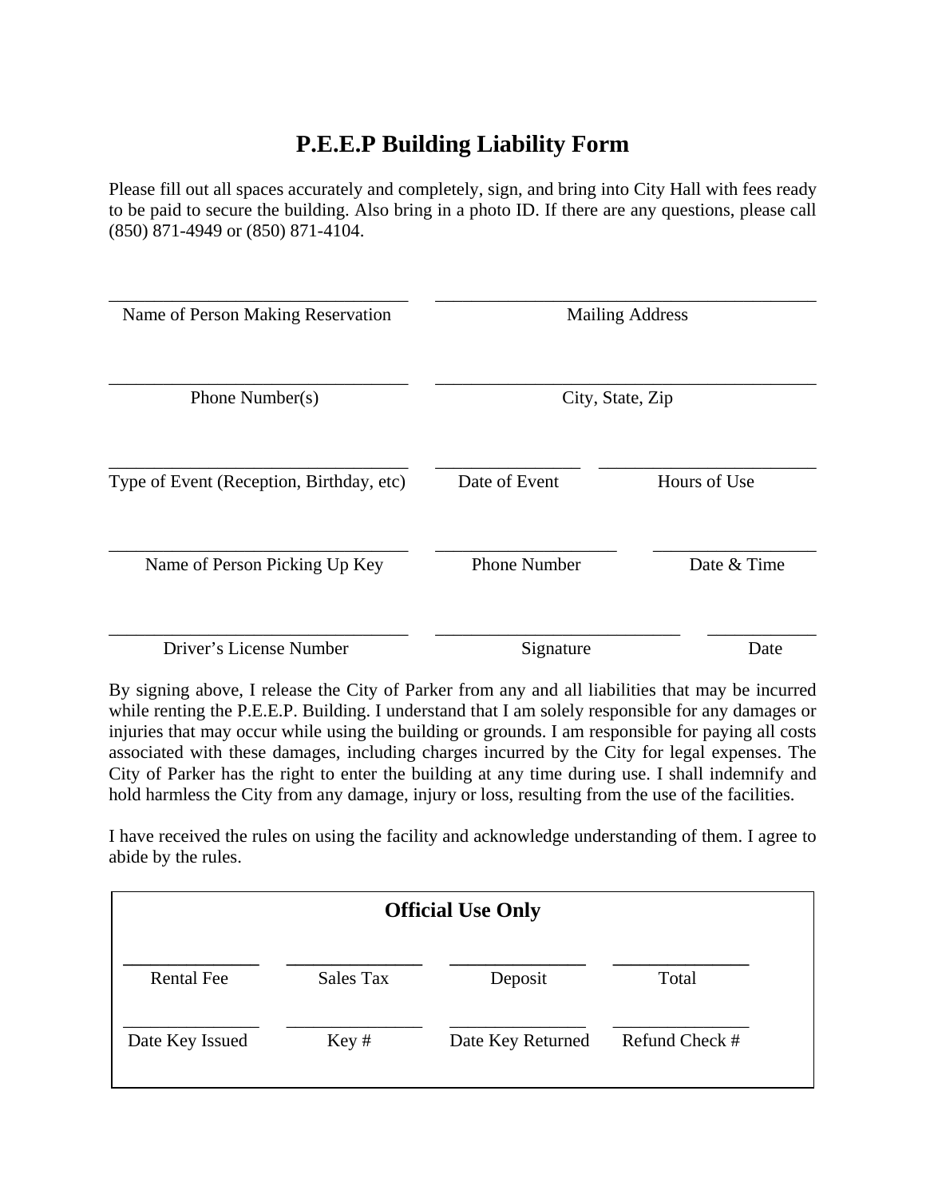# P.E.E.P Building Liability Form

Please fill out all spaces accurately and completely, sign, and bring into City Hall with fees ready to be paid to secure the building. Also bring in a photo ID. If there are any questions, please call (850) 871-4949 or (850) 871-4104.

| | | |
|---|---|---|
| Name of Person Making Reservation | Mailing Address | |
| Phone Number(s) | City, State, Zip | |
| Type of Event (Reception, Birthday, etc) | Date of Event | Hours of Use |
| Name of Person Picking Up Key | Phone Number | Date & Time |
| Driver's License Number | Signature | Date |

By signing above, I release the City of Parker from any and all liabilities that may be incurred while renting the P.E.E.P. Building. I understand that I am solely responsible for any damages or injuries that may occur while using the building or grounds. I am responsible for paying all costs associated with these damages, including charges incurred by the City for legal expenses. The City of Parker has the right to enter the building at any time during use. I shall indemnify and hold harmless the City from any damage, injury or loss, resulting from the use of the facilities.

I have received the rules on using the facility and acknowledge understanding of them. I agree to abide by the rules.

**Official Use Only**

| | | | |
|---|---|---|---|
| Rental Fee | Sales Tax | Deposit | Total |
| Date Key Issued | Key # | Date Key Returned | Refund Check # |